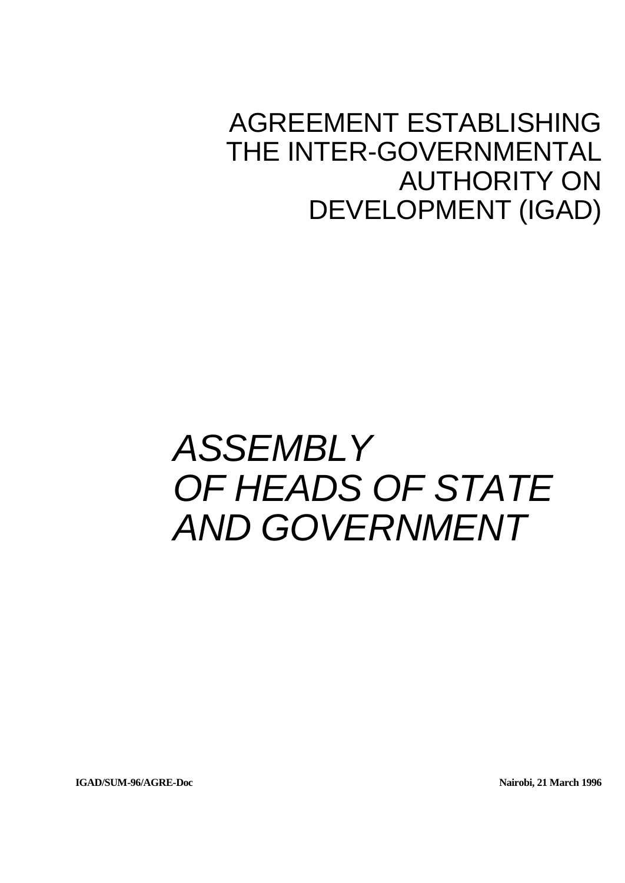# AGREEMENT ESTABLISHING THE INTER-GOVERNMENTAL AUTHORITY ON DEVELOPMENT (IGAD)

## *ASSEMBLY OF HEADS OF STATE AND GOVERNMENT*

**IGAD/SUM-96/AGRE-Doc**

**Nairobi, 21 March 1996**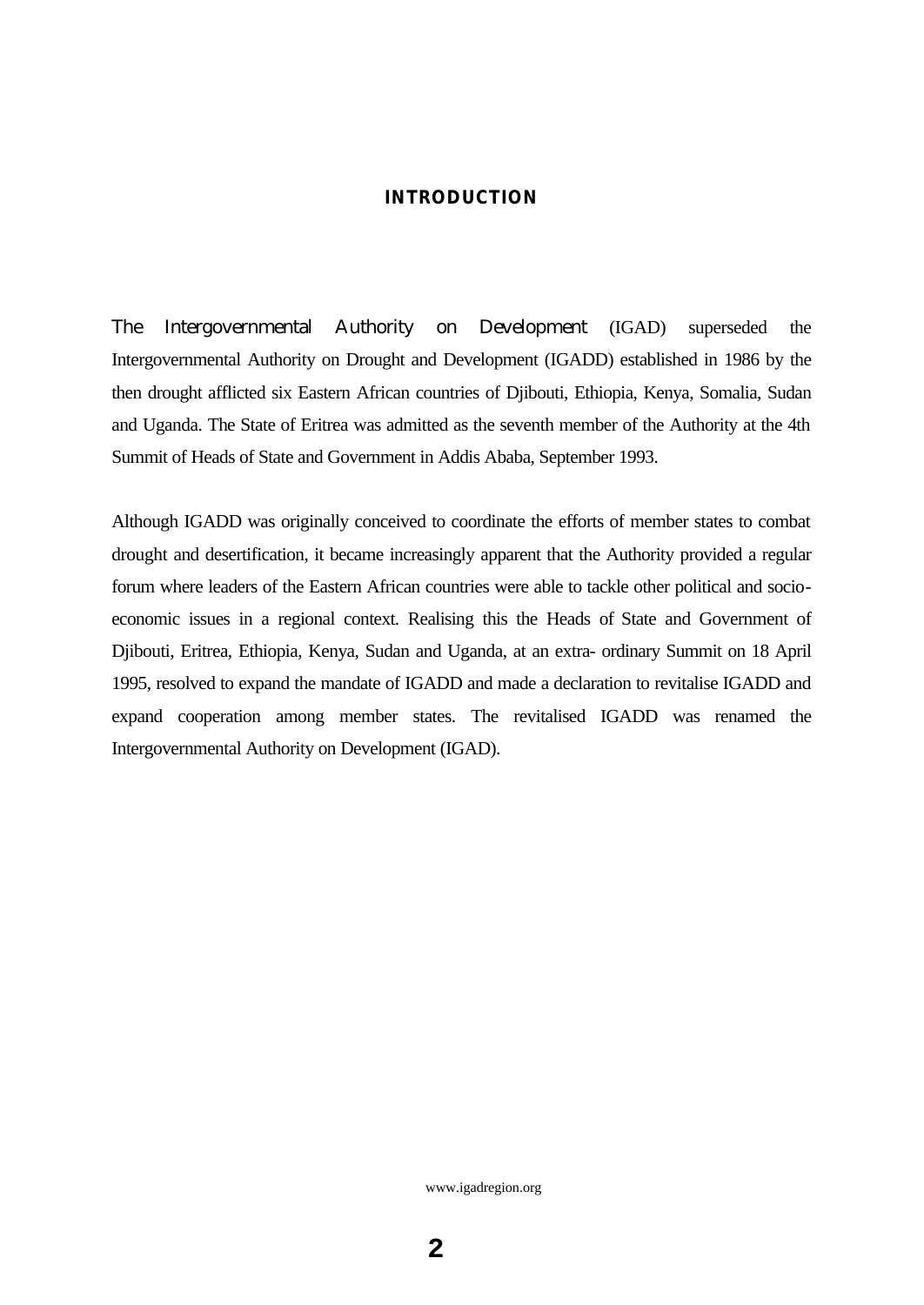## INTRODUCTION

The Intergovernmental Authority on Development (IGAD) superseded the Intergovernmental Authority on Drought and Development (IGADD) established in 1986 by the then drought afflicted six Eastern African countries of Djibouti, Ethiopia, Kenya, Somalia, Sudan and Uganda. The State of Eritrea was admitted as the seventh member of the Authority at the 4th Summit of Heads of State and Government in Addis Ababa, September 1993.

Although IGADD was originally conceived to coordinate the efforts of member states to combat drought and desertification, it became increasingly apparent that the Authority provided a regular forum where leaders of the Eastern African countries were able to tackle other political and socio-economic issues in a regional context. Realising this the Heads of State and Government of Djibouti, Eritrea, Ethiopia, Kenya, Sudan and Uganda, at an extra- ordinary Summit on 18 April 1995, resolved to expand the mandate of IGADD and made a declaration to revitalise IGADD and expand cooperation among member states. The revitalised IGADD was renamed the Intergovernmental Authority on Development (IGAD).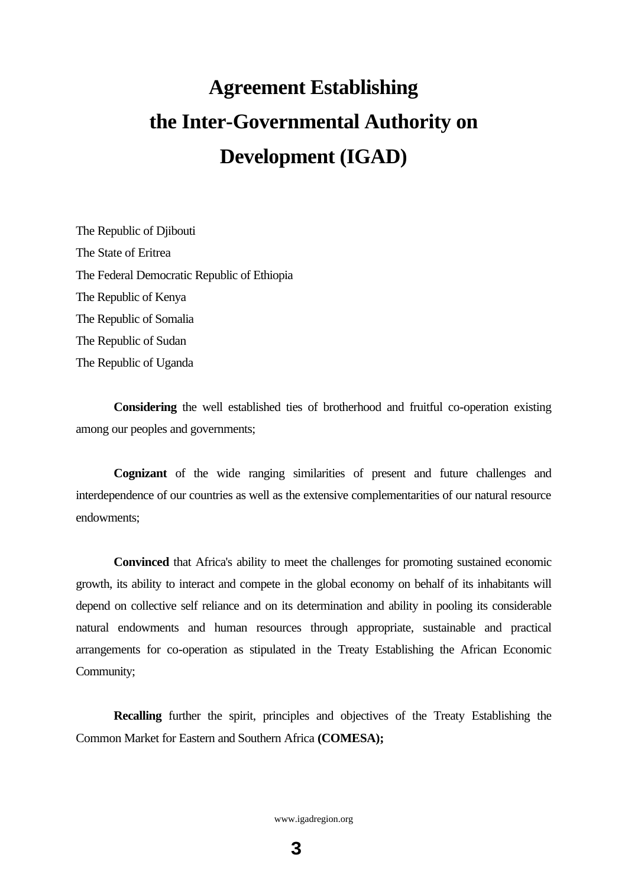# Agreement Establishing the Inter-Governmental Authority on Development (IGAD)

The Republic of Djibouti
The State of Eritrea
The Federal Democratic Republic of Ethiopia
The Republic of Kenya
The Republic of Somalia
The Republic of Sudan
The Republic of Uganda

**Considering** the well established ties of brotherhood and fruitful co-operation existing among our peoples and governments;

**Cognizant** of the wide ranging similarities of present and future challenges and interdependence of our countries as well as the extensive complementarities of our natural resource endowments;

**Convinced** that Africa's ability to meet the challenges for promoting sustained economic growth, its ability to interact and compete in the global economy on behalf of its inhabitants will depend on collective self reliance and on its determination and ability in pooling its considerable natural endowments and human resources through appropriate, sustainable and practical arrangements for co-operation as stipulated in the Treaty Establishing the African Economic Community;

**Recalling** further the spirit, principles and objectives of the Treaty Establishing the Common Market for Eastern and Southern Africa **(COMESA);**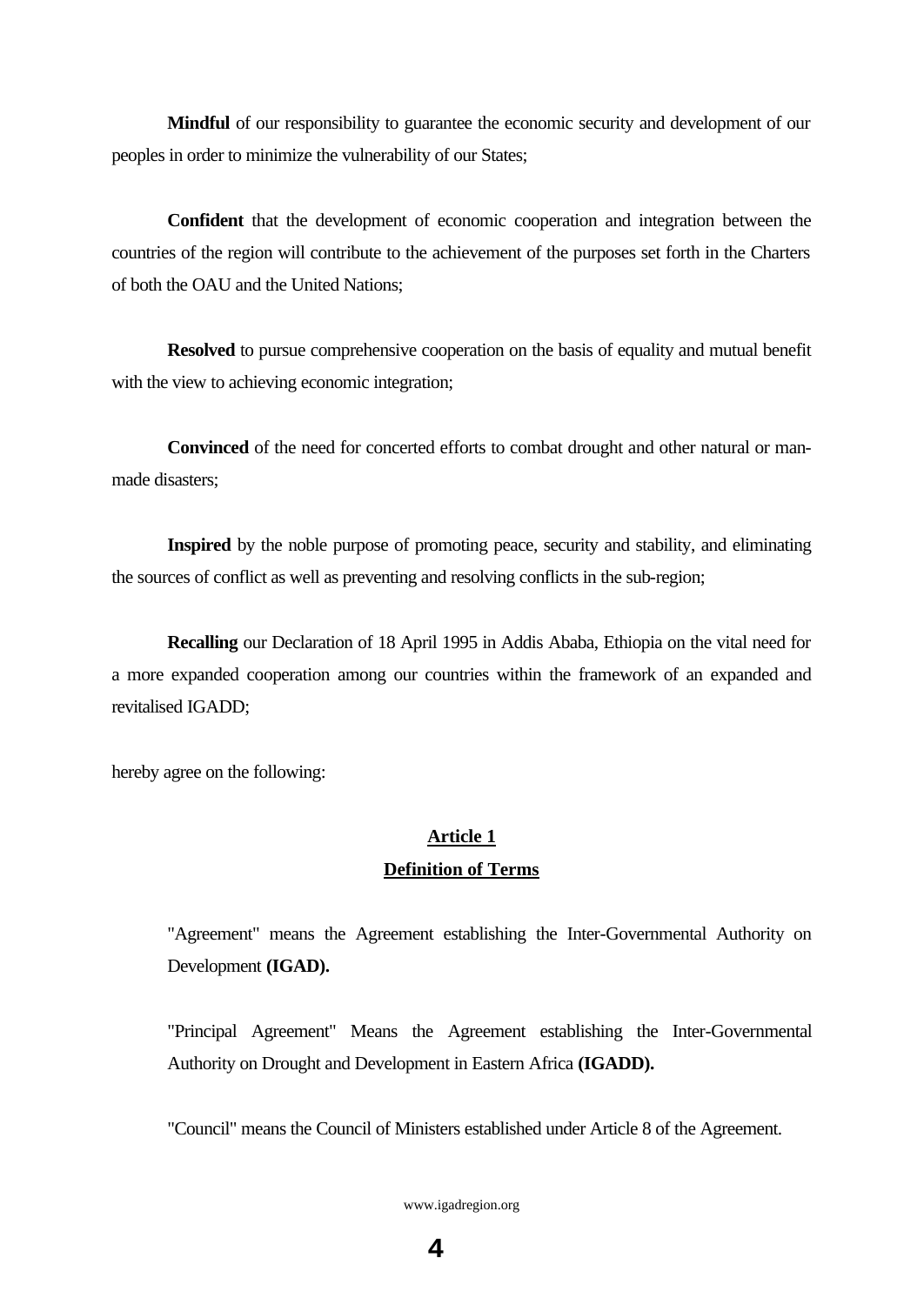**Mindful** of our responsibility to guarantee the economic security and development of our peoples in order to minimize the vulnerability of our States;

**Confident** that the development of economic cooperation and integration between the countries of the region will contribute to the achievement of the purposes set forth in the Charters of both the OAU and the United Nations;

**Resolved** to pursue comprehensive cooperation on the basis of equality and mutual benefit with the view to achieving economic integration;

**Convinced** of the need for concerted efforts to combat drought and other natural or man-made disasters;

**Inspired** by the noble purpose of promoting peace, security and stability, and eliminating the sources of conflict as well as preventing and resolving conflicts in the sub-region;

**Recalling** our Declaration of 18 April 1995 in Addis Ababa, Ethiopia on the vital need for a more expanded cooperation among our countries within the framework of an expanded and revitalised IGADD;

hereby agree on the following:

## Article 1
## Definition of Terms

"Agreement" means the Agreement establishing the Inter-Governmental Authority on Development **(IGAD).**

"Principal Agreement" Means the Agreement establishing the Inter-Governmental Authority on Drought and Development in Eastern Africa **(IGADD).**

"Council" means the Council of Ministers established under Article 8 of the Agreement.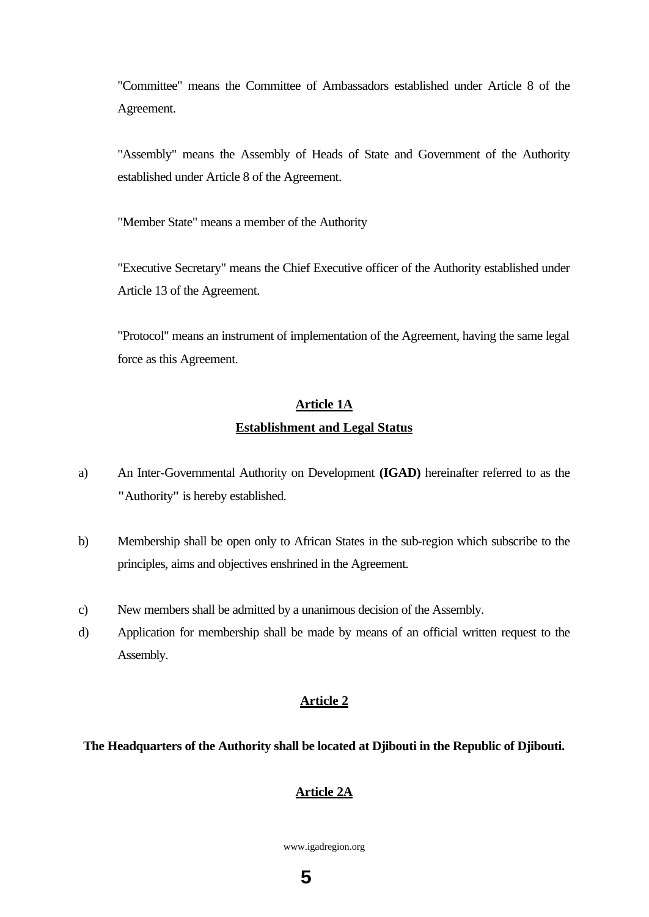"Committee" means the Committee of Ambassadors established under Article 8 of the Agreement.

"Assembly" means the Assembly of Heads of State and Government of the Authority established under Article 8 of the Agreement.

"Member State" means a member of the Authority

"Executive Secretary" means the Chief Executive officer of the Authority established under Article 13 of the Agreement.

"Protocol" means an instrument of implementation of the Agreement, having the same legal force as this Agreement.

## Article 1A
## Establishment and Legal Status

a) An Inter-Governmental Authority on Development **(IGAD)** hereinafter referred to as the **"**Authority**"** is hereby established.

b) Membership shall be open only to African States in the sub-region which subscribe to the principles, aims and objectives enshrined in the Agreement.

c) New members shall be admitted by a unanimous decision of the Assembly.

d) Application for membership shall be made by means of an official written request to the Assembly.

## Article 2

**The Headquarters of the Authority shall be located at Djibouti in the Republic of Djibouti.**

## Article 2A

www.igadregion.org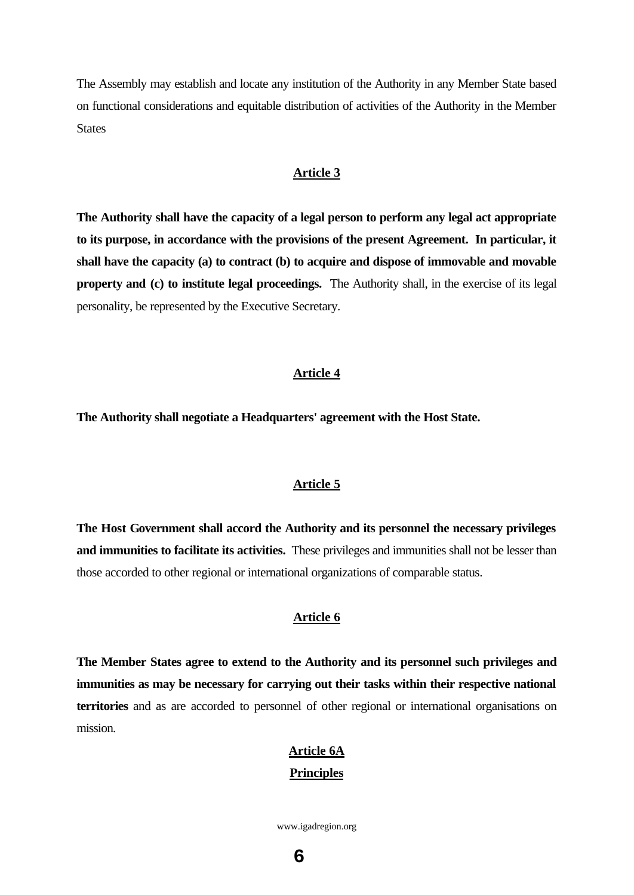The Assembly may establish and locate any institution of the Authority in any Member State based on functional considerations and equitable distribution of activities of the Authority in the Member States

## Article 3

**The Authority shall have the capacity of a legal person to perform any legal act appropriate to its purpose, in accordance with the provisions of the present Agreement. In particular, it shall have the capacity (a) to contract (b) to acquire and dispose of immovable and movable property and (c) to institute legal proceedings.** The Authority shall, in the exercise of its legal personality, be represented by the Executive Secretary.

## Article 4

**The Authority shall negotiate a Headquarters' agreement with the Host State.**

## Article 5

**The Host Government shall accord the Authority and its personnel the necessary privileges and immunities to facilitate its activities.** These privileges and immunities shall not be lesser than those accorded to other regional or international organizations of comparable status.

## Article 6

**The Member States agree to extend to the Authority and its personnel such privileges and immunities as may be necessary for carrying out their tasks within their respective national territories** and as are accorded to personnel of other regional or international organisations on mission.

## Article 6A
## Principles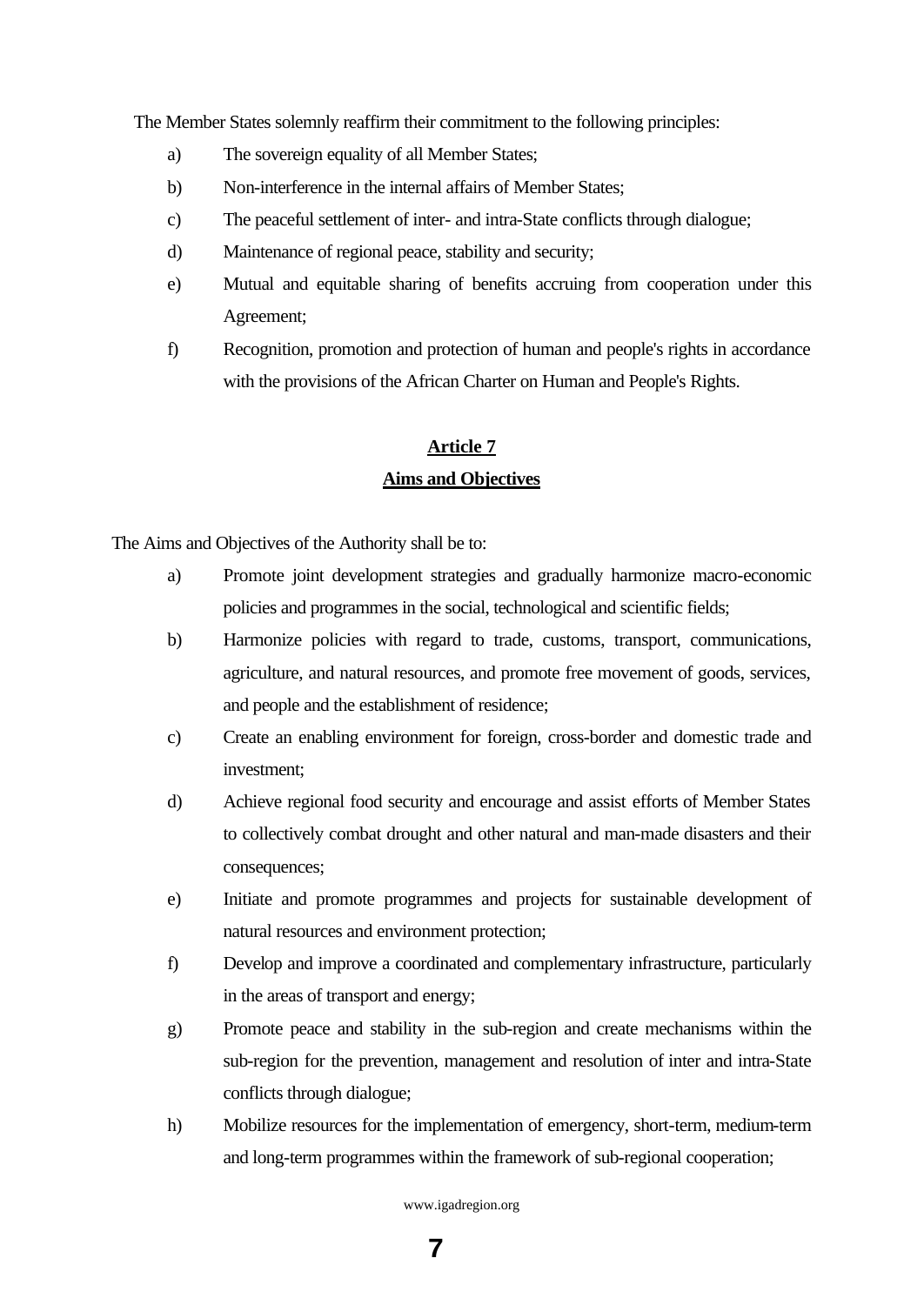The Member States solemnly reaffirm their commitment to the following principles:

a) The sovereign equality of all Member States;

b) Non-interference in the internal affairs of Member States;

c) The peaceful settlement of inter- and intra-State conflicts through dialogue;

d) Maintenance of regional peace, stability and security;

e) Mutual and equitable sharing of benefits accruing from cooperation under this Agreement;

f) Recognition, promotion and protection of human and people's rights in accordance with the provisions of the African Charter on Human and People's Rights.

## Article 7

## Aims and Objectives

The Aims and Objectives of the Authority shall be to:

a) Promote joint development strategies and gradually harmonize macro-economic policies and programmes in the social, technological and scientific fields;

b) Harmonize policies with regard to trade, customs, transport, communications, agriculture, and natural resources, and promote free movement of goods, services, and people and the establishment of residence;

c) Create an enabling environment for foreign, cross-border and domestic trade and investment;

d) Achieve regional food security and encourage and assist efforts of Member States to collectively combat drought and other natural and man-made disasters and their consequences;

e) Initiate and promote programmes and projects for sustainable development of natural resources and environment protection;

f) Develop and improve a coordinated and complementary infrastructure, particularly in the areas of transport and energy;

g) Promote peace and stability in the sub-region and create mechanisms within the sub-region for the prevention, management and resolution of inter and intra-State conflicts through dialogue;

h) Mobilize resources for the implementation of emergency, short-term, medium-term and long-term programmes within the framework of sub-regional cooperation;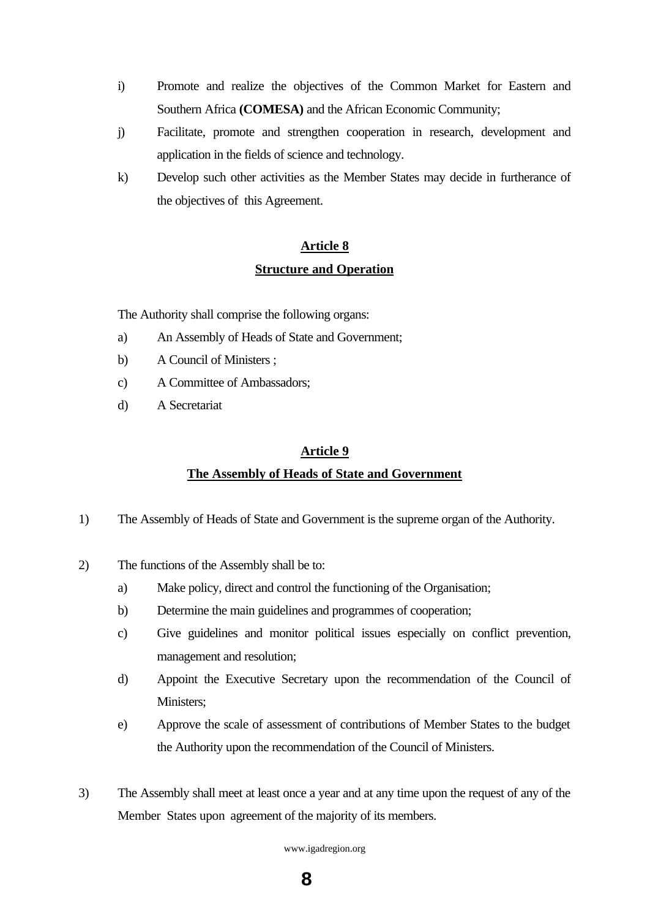i) Promote and realize the objectives of the Common Market for Eastern and Southern Africa **(COMESA)** and the African Economic Community;

j) Facilitate, promote and strengthen cooperation in research, development and application in the fields of science and technology.

k) Develop such other activities as the Member States may decide in furtherance of the objectives of this Agreement.

## Article 8

## Structure and Operation

The Authority shall comprise the following organs:

a) An Assembly of Heads of State and Government;

b) A Council of Ministers ;

c) A Committee of Ambassadors;

d) A Secretariat

## Article 9

## The Assembly of Heads of State and Government

1) The Assembly of Heads of State and Government is the supreme organ of the Authority.

2) The functions of the Assembly shall be to:

   a) Make policy, direct and control the functioning of the Organisation;

   b) Determine the main guidelines and programmes of cooperation;

   c) Give guidelines and monitor political issues especially on conflict prevention, management and resolution;

   d) Appoint the Executive Secretary upon the recommendation of the Council of Ministers;

   e) Approve the scale of assessment of contributions of Member States to the budget the Authority upon the recommendation of the Council of Ministers.

3) The Assembly shall meet at least once a year and at any time upon the request of any of the Member States upon agreement of the majority of its members.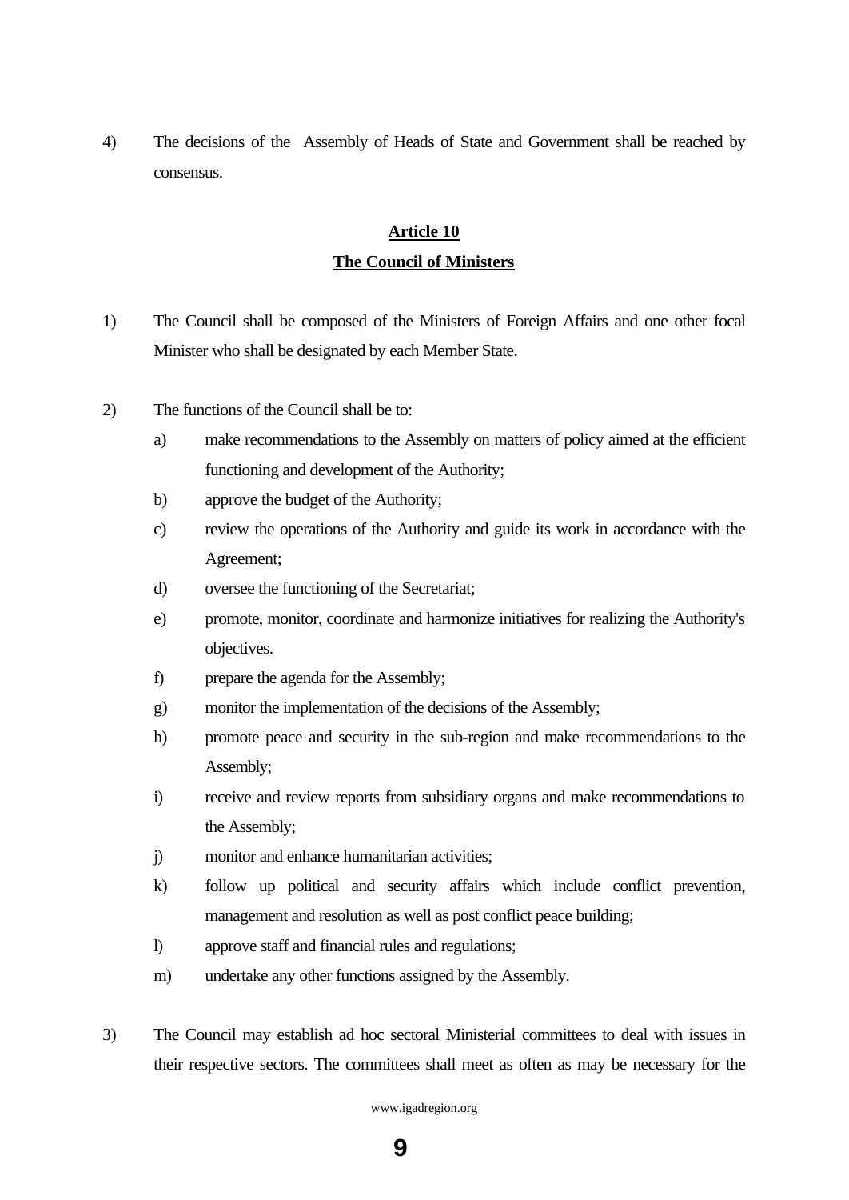4) The decisions of the Assembly of Heads of State and Government shall be reached by consensus.

## Article 10

## The Council of Ministers

1) The Council shall be composed of the Ministers of Foreign Affairs and one other focal Minister who shall be designated by each Member State.

2) The functions of the Council shall be to:

   a) make recommendations to the Assembly on matters of policy aimed at the efficient functioning and development of the Authority;

   b) approve the budget of the Authority;

   c) review the operations of the Authority and guide its work in accordance with the Agreement;

   d) oversee the functioning of the Secretariat;

   e) promote, monitor, coordinate and harmonize initiatives for realizing the Authority's objectives.

   f) prepare the agenda for the Assembly;

   g) monitor the implementation of the decisions of the Assembly;

   h) promote peace and security in the sub-region and make recommendations to the Assembly;

   i) receive and review reports from subsidiary organs and make recommendations to the Assembly;

   j) monitor and enhance humanitarian activities;

   k) follow up political and security affairs which include conflict prevention, management and resolution as well as post conflict peace building;

   l) approve staff and financial rules and regulations;

   m) undertake any other functions assigned by the Assembly.

3) The Council may establish ad hoc sectoral Ministerial committees to deal with issues in their respective sectors. The committees shall meet as often as may be necessary for the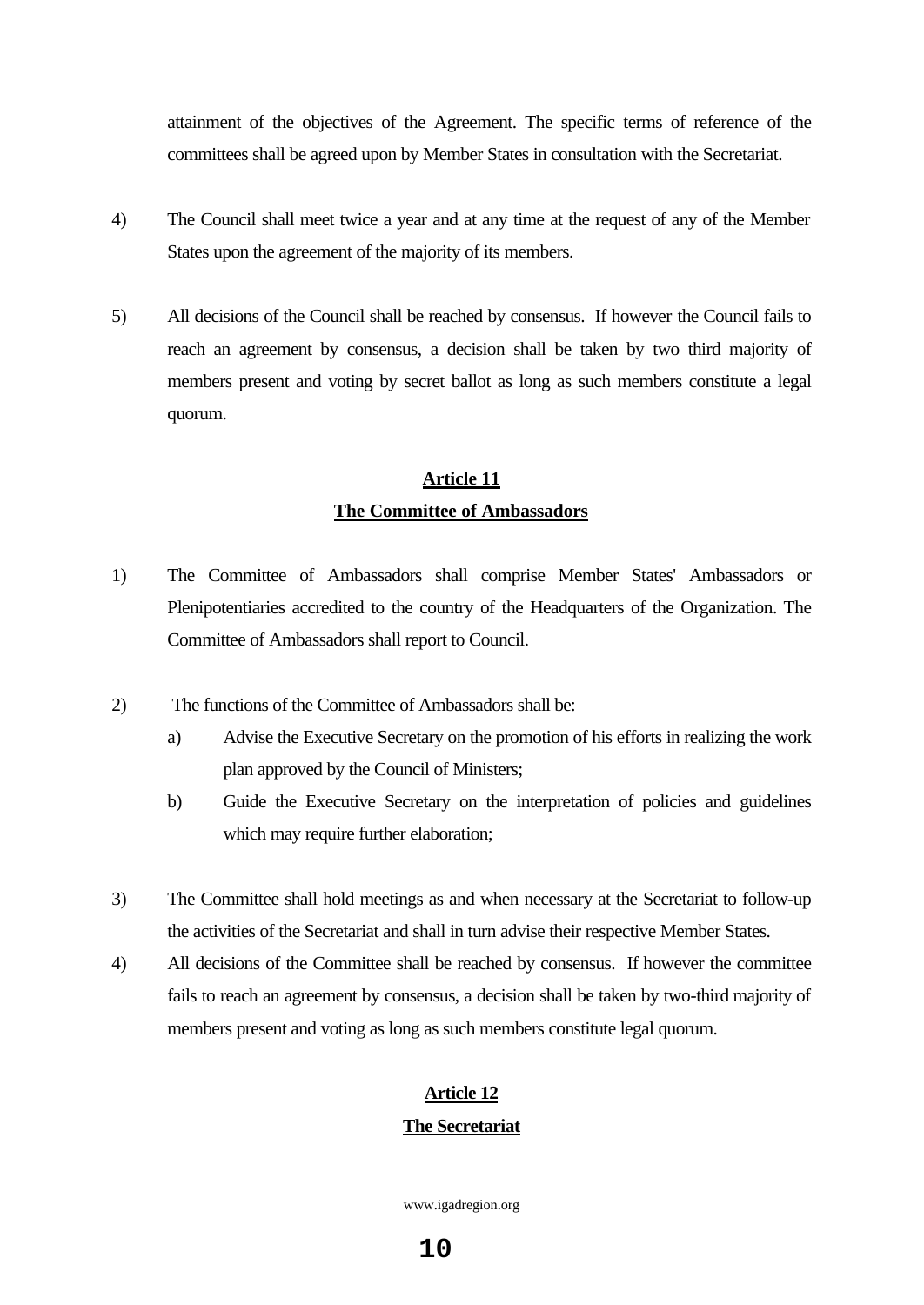attainment of the objectives of the Agreement. The specific terms of reference of the committees shall be agreed upon by Member States in consultation with the Secretariat.

4) The Council shall meet twice a year and at any time at the request of any of the Member States upon the agreement of the majority of its members.

5) All decisions of the Council shall be reached by consensus. If however the Council fails to reach an agreement by consensus, a decision shall be taken by two third majority of members present and voting by secret ballot as long as such members constitute a legal quorum.

## Article 11
## The Committee of Ambassadors

1) The Committee of Ambassadors shall comprise Member States' Ambassadors or Plenipotentiaries accredited to the country of the Headquarters of the Organization. The Committee of Ambassadors shall report to Council.

2) The functions of the Committee of Ambassadors shall be:
   - a) Advise the Executive Secretary on the promotion of his efforts in realizing the work plan approved by the Council of Ministers;
   - b) Guide the Executive Secretary on the interpretation of policies and guidelines which may require further elaboration;

3) The Committee shall hold meetings as and when necessary at the Secretariat to follow-up the activities of the Secretariat and shall in turn advise their respective Member States.

4) All decisions of the Committee shall be reached by consensus. If however the committee fails to reach an agreement by consensus, a decision shall be taken by two-third majority of members present and voting as long as such members constitute legal quorum.

## Article 12
## The Secretariat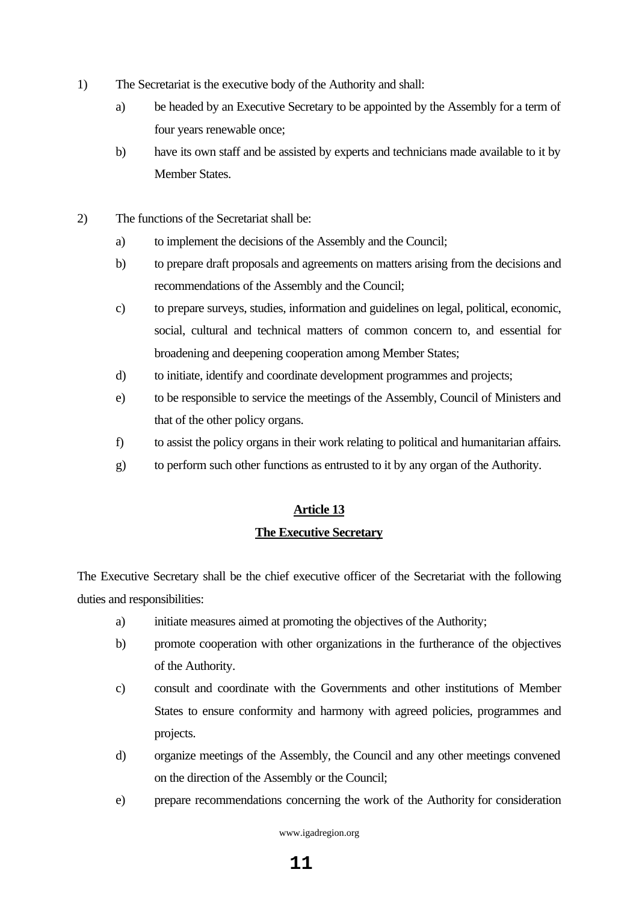1) The Secretariat is the executive body of the Authority and shall:

   a) be headed by an Executive Secretary to be appointed by the Assembly for a term of four years renewable once;

   b) have its own staff and be assisted by experts and technicians made available to it by Member States.

2) The functions of the Secretariat shall be:

   a) to implement the decisions of the Assembly and the Council;

   b) to prepare draft proposals and agreements on matters arising from the decisions and recommendations of the Assembly and the Council;

   c) to prepare surveys, studies, information and guidelines on legal, political, economic, social, cultural and technical matters of common concern to, and essential for broadening and deepening cooperation among Member States;

   d) to initiate, identify and coordinate development programmes and projects;

   e) to be responsible to service the meetings of the Assembly, Council of Ministers and that of the other policy organs.

   f) to assist the policy organs in their work relating to political and humanitarian affairs.

   g) to perform such other functions as entrusted to it by any organ of the Authority.

## Article 13
## The Executive Secretary

The Executive Secretary shall be the chief executive officer of the Secretariat with the following duties and responsibilities:

   a) initiate measures aimed at promoting the objectives of the Authority;

   b) promote cooperation with other organizations in the furtherance of the objectives of the Authority.

   c) consult and coordinate with the Governments and other institutions of Member States to ensure conformity and harmony with agreed policies, programmes and projects.

   d) organize meetings of the Assembly, the Council and any other meetings convened on the direction of the Assembly or the Council;

   e) prepare recommendations concerning the work of the Authority for consideration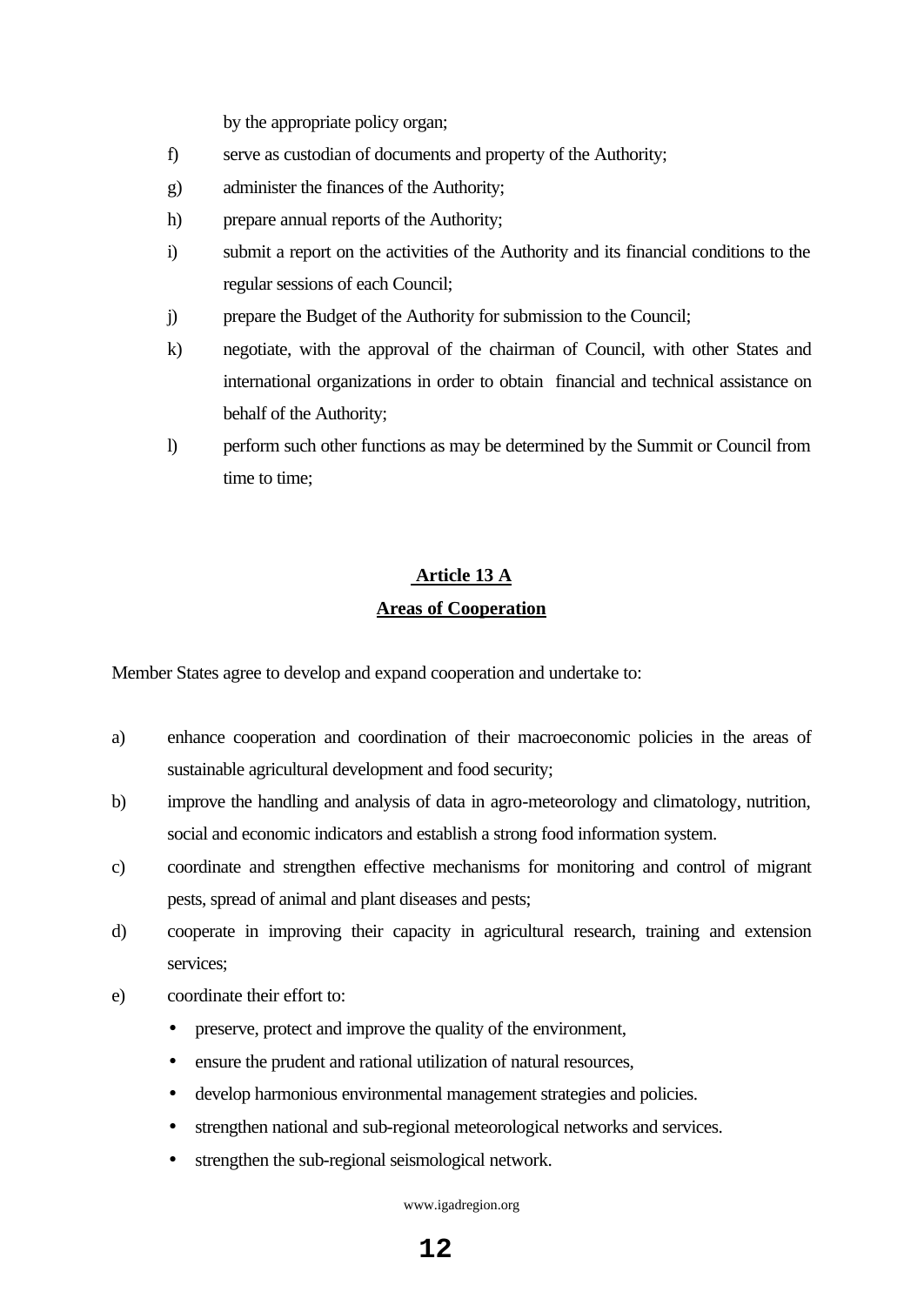by the appropriate policy organ;

f) serve as custodian of documents and property of the Authority;

g) administer the finances of the Authority;

h) prepare annual reports of the Authority;

i) submit a report on the activities of the Authority and its financial conditions to the regular sessions of each Council;

j) prepare the Budget of the Authority for submission to the Council;

k) negotiate, with the approval of the chairman of Council, with other States and international organizations in order to obtain financial and technical assistance on behalf of the Authority;

l) perform such other functions as may be determined by the Summit or Council from time to time;

## Article 13 A

## Areas of Cooperation

Member States agree to develop and expand cooperation and undertake to:

a) enhance cooperation and coordination of their macroeconomic policies in the areas of sustainable agricultural development and food security;

b) improve the handling and analysis of data in agro-meteorology and climatology, nutrition, social and economic indicators and establish a strong food information system.

c) coordinate and strengthen effective mechanisms for monitoring and control of migrant pests, spread of animal and plant diseases and pests;

d) cooperate in improving their capacity in agricultural research, training and extension services;

e) coordinate their effort to:

- preserve, protect and improve the quality of the environment,
- ensure the prudent and rational utilization of natural resources,
- develop harmonious environmental management strategies and policies.
- strengthen national and sub-regional meteorological networks and services.
- strengthen the sub-regional seismological network.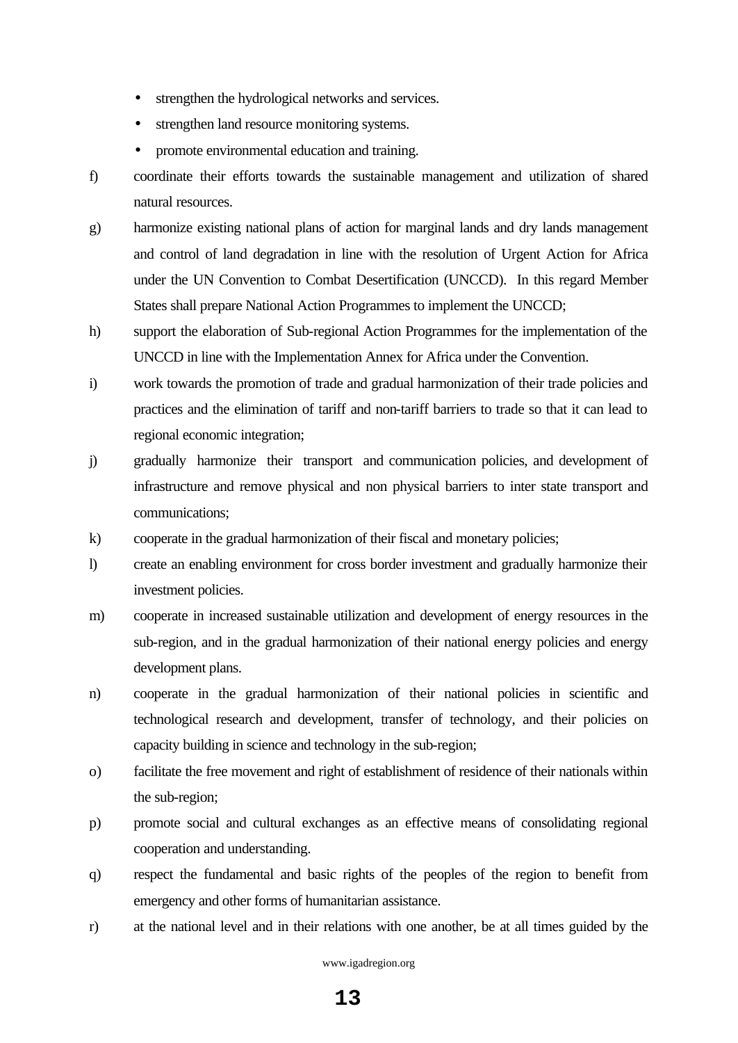- strengthen the hydrological networks and services.
- strengthen land resource monitoring systems.
- promote environmental education and training.

f) coordinate their efforts towards the sustainable management and utilization of shared natural resources.

g) harmonize existing national plans of action for marginal lands and dry lands management and control of land degradation in line with the resolution of Urgent Action for Africa under the UN Convention to Combat Desertification (UNCCD). In this regard Member States shall prepare National Action Programmes to implement the UNCCD;

h) support the elaboration of Sub-regional Action Programmes for the implementation of the UNCCD in line with the Implementation Annex for Africa under the Convention.

i) work towards the promotion of trade and gradual harmonization of their trade policies and practices and the elimination of tariff and non-tariff barriers to trade so that it can lead to regional economic integration;

j) gradually harmonize their transport and communication policies, and development of infrastructure and remove physical and non physical barriers to inter state transport and communications;

k) cooperate in the gradual harmonization of their fiscal and monetary policies;

l) create an enabling environment for cross border investment and gradually harmonize their investment policies.

m) cooperate in increased sustainable utilization and development of energy resources in the sub-region, and in the gradual harmonization of their national energy policies and energy development plans.

n) cooperate in the gradual harmonization of their national policies in scientific and technological research and development, transfer of technology, and their policies on capacity building in science and technology in the sub-region;

o) facilitate the free movement and right of establishment of residence of their nationals within the sub-region;

p) promote social and cultural exchanges as an effective means of consolidating regional cooperation and understanding.

q) respect the fundamental and basic rights of the peoples of the region to benefit from emergency and other forms of humanitarian assistance.

r) at the national level and in their relations with one another, be at all times guided by the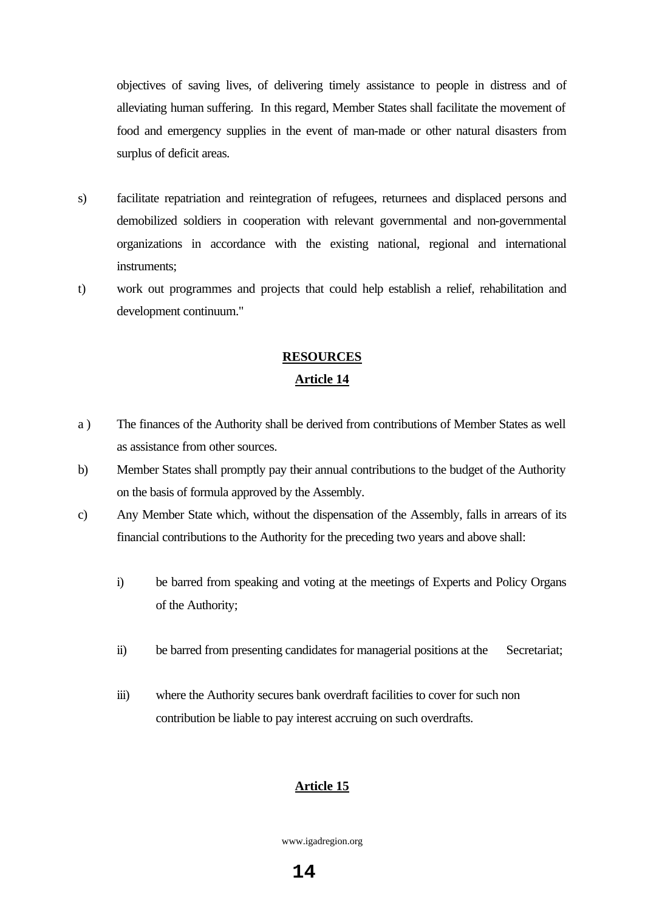objectives of saving lives, of delivering timely assistance to people in distress and of alleviating human suffering. In this regard, Member States shall facilitate the movement of food and emergency supplies in the event of man-made or other natural disasters from surplus of deficit areas.

s) facilitate repatriation and reintegration of refugees, returnees and displaced persons and demobilized soldiers in cooperation with relevant governmental and non-governmental organizations in accordance with the existing national, regional and international instruments;

t) work out programmes and projects that could help establish a relief, rehabilitation and development continuum."

## **RESOURCES**

### **Article 14**

a ) The finances of the Authority shall be derived from contributions of Member States as well as assistance from other sources.

b) Member States shall promptly pay their annual contributions to the budget of the Authority on the basis of formula approved by the Assembly.

c) Any Member State which, without the dispensation of the Assembly, falls in arrears of its financial contributions to the Authority for the preceding two years and above shall:

   i) be barred from speaking and voting at the meetings of Experts and Policy Organs of the Authority;

   ii) be barred from presenting candidates for managerial positions at the Secretariat;

   iii) where the Authority secures bank overdraft facilities to cover for such non contribution be liable to pay interest accruing on such overdrafts.

### **Article 15**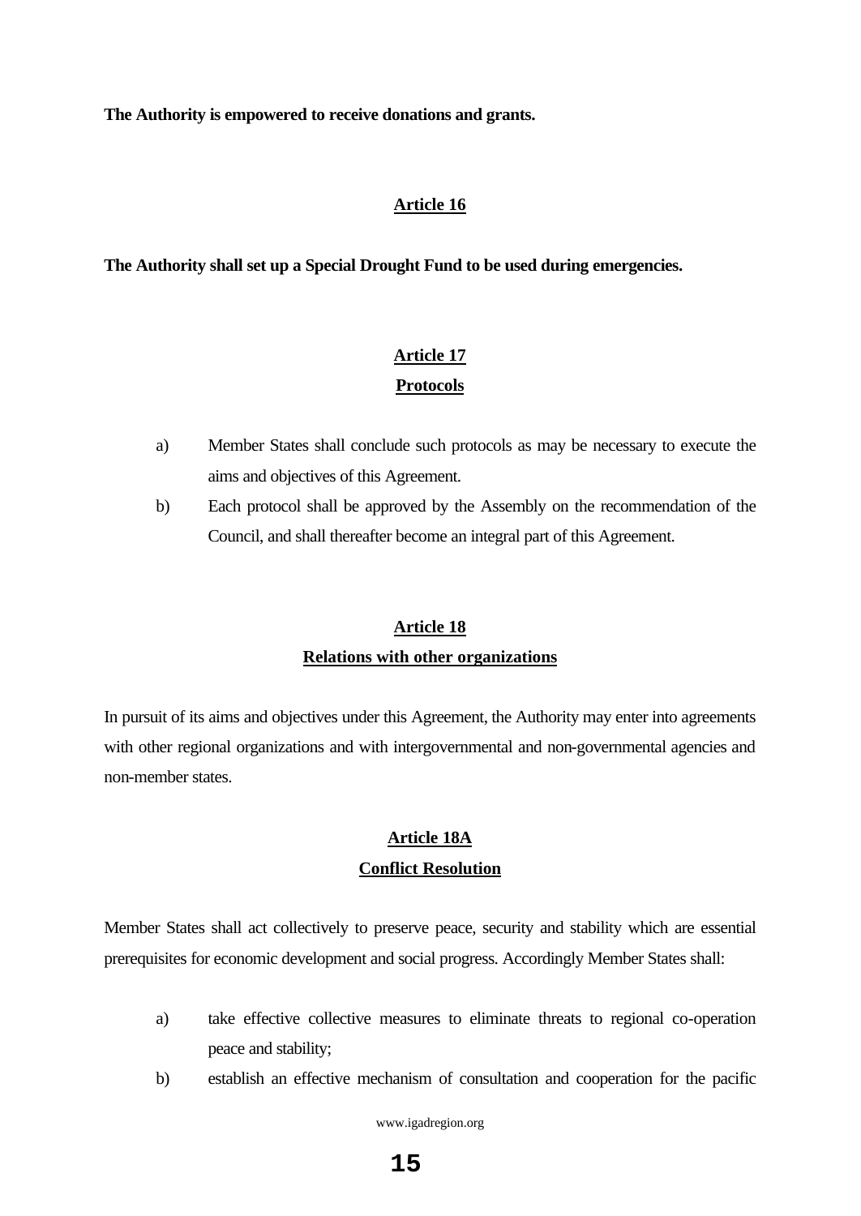**The Authority is empowered to receive donations and grants.**

## Article 16

**The Authority shall set up a Special Drought Fund to be used during emergencies.**

## Article 17
## Protocols

a) Member States shall conclude such protocols as may be necessary to execute the aims and objectives of this Agreement.

b) Each protocol shall be approved by the Assembly on the recommendation of the Council, and shall thereafter become an integral part of this Agreement.

## Article 18
## Relations with other organizations

In pursuit of its aims and objectives under this Agreement, the Authority may enter into agreements with other regional organizations and with intergovernmental and non-governmental agencies and non-member states.

## Article 18A
## Conflict Resolution

Member States shall act collectively to preserve peace, security and stability which are essential prerequisites for economic development and social progress. Accordingly Member States shall:

a) take effective collective measures to eliminate threats to regional co-operation peace and stability;

b) establish an effective mechanism of consultation and cooperation for the pacific

www.igadregion.org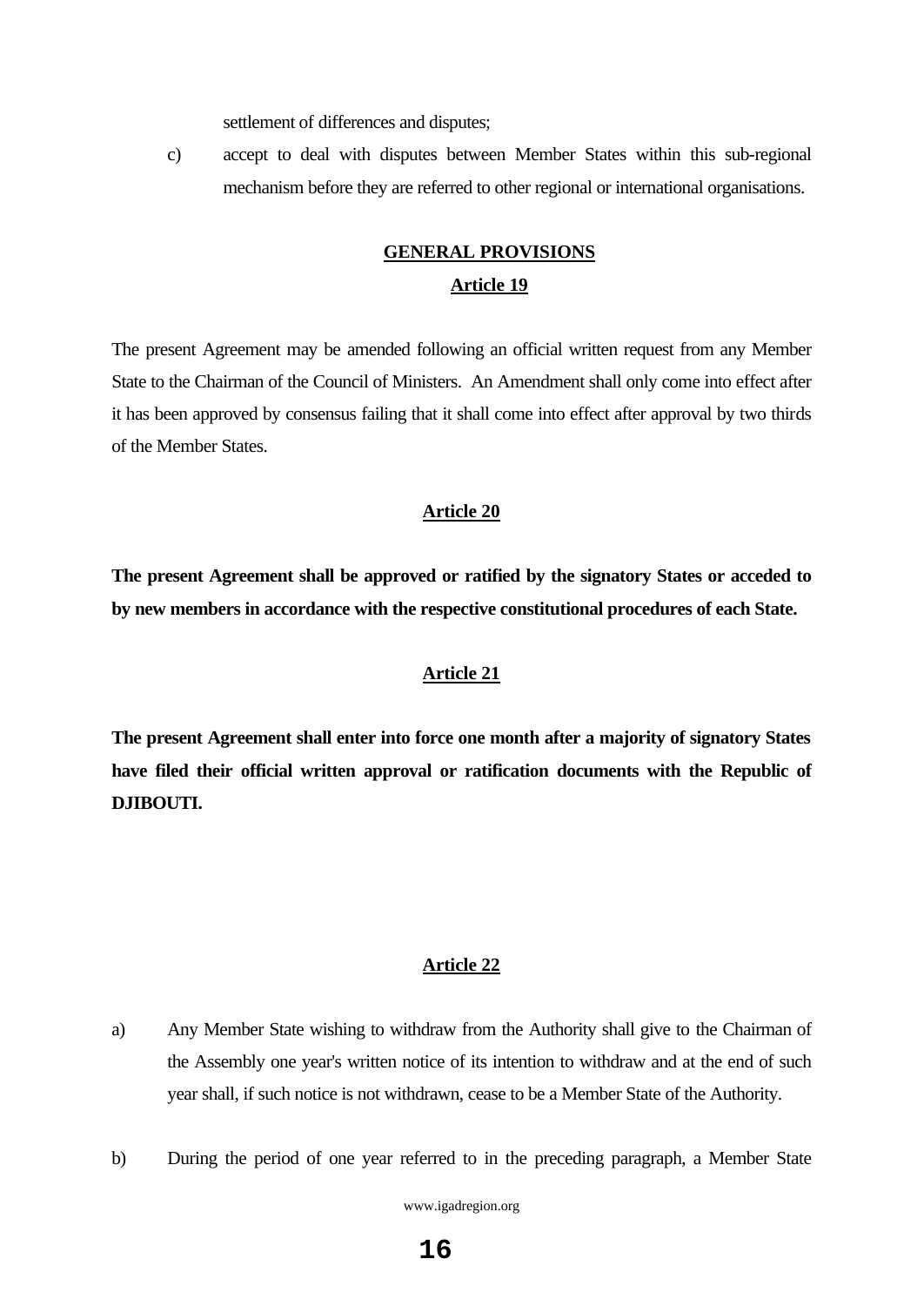settlement of differences and disputes;

c) accept to deal with disputes between Member States within this sub-regional mechanism before they are referred to other regional or international organisations.

## GENERAL PROVISIONS

### Article 19

The present Agreement may be amended following an official written request from any Member State to the Chairman of the Council of Ministers. An Amendment shall only come into effect after it has been approved by consensus failing that it shall come into effect after approval by two thirds of the Member States.

### Article 20

**The present Agreement shall be approved or ratified by the signatory States or acceded to by new members in accordance with the respective constitutional procedures of each State.**

### Article 21

**The present Agreement shall enter into force one month after a majority of signatory States have filed their official written approval or ratification documents with the Republic of DJIBOUTI.**

### Article 22

a) Any Member State wishing to withdraw from the Authority shall give to the Chairman of the Assembly one year's written notice of its intention to withdraw and at the end of such year shall, if such notice is not withdrawn, cease to be a Member State of the Authority.

b) During the period of one year referred to in the preceding paragraph, a Member State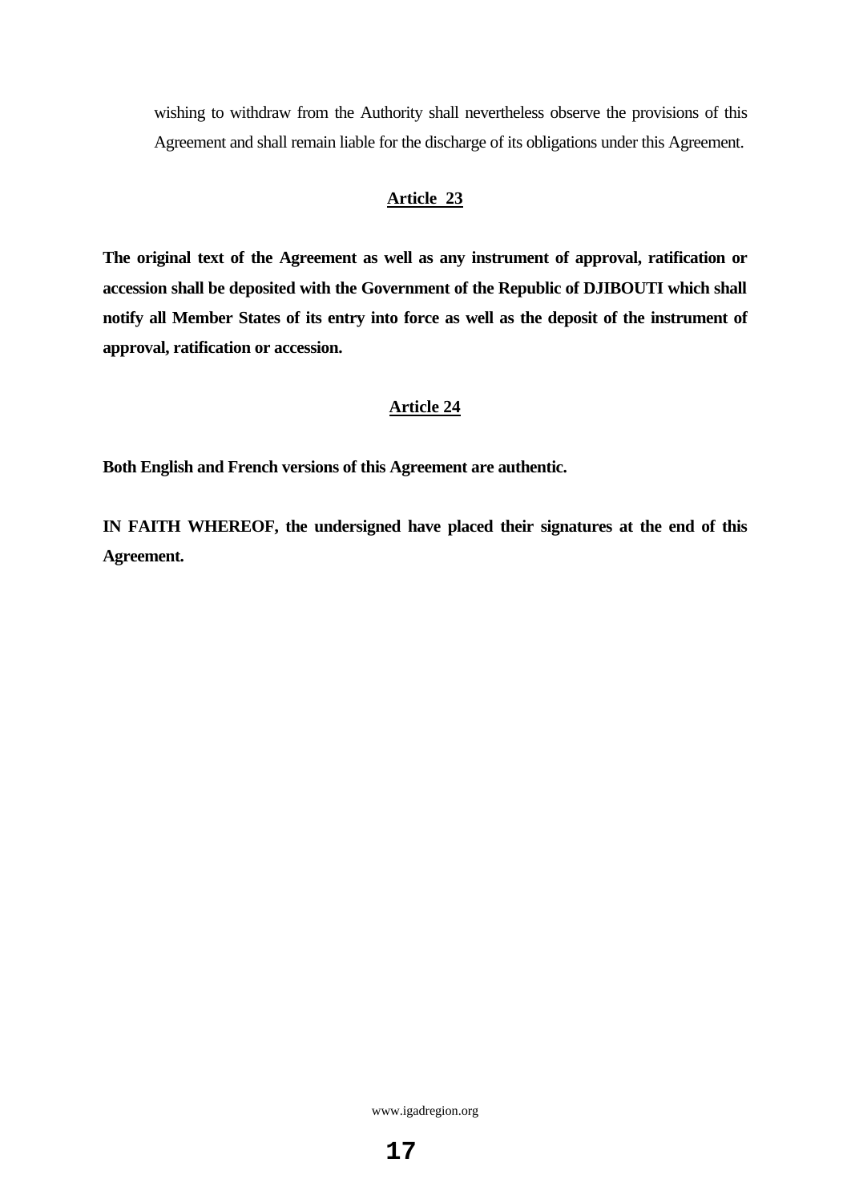wishing to withdraw from the Authority shall nevertheless observe the provisions of this Agreement and shall remain liable for the discharge of its obligations under this Agreement.

## Article 23

**The original text of the Agreement as well as any instrument of approval, ratification or accession shall be deposited with the Government of the Republic of DJIBOUTI which shall notify all Member States of its entry into force as well as the deposit of the instrument of approval, ratification or accession.**

## Article 24

**Both English and French versions of this Agreement are authentic.**

**IN FAITH WHEREOF, the undersigned have placed their signatures at the end of this Agreement.**